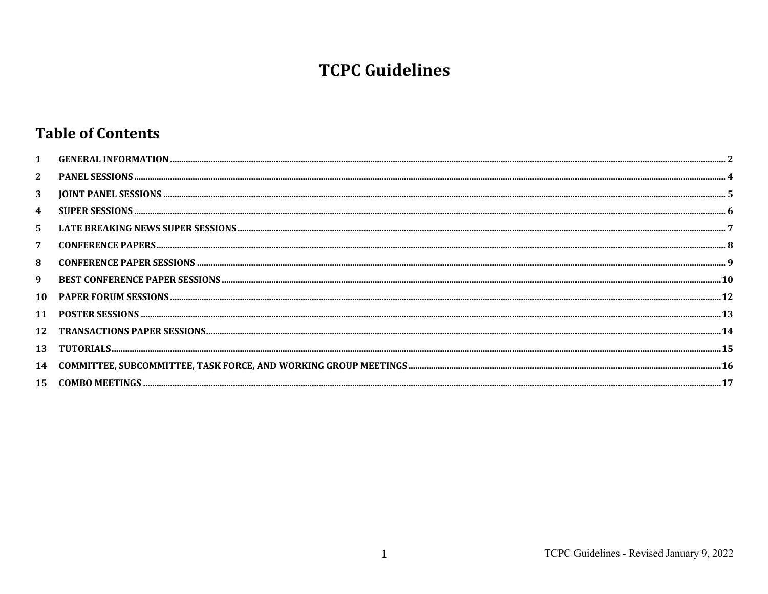# TCPC Guidelines

## Table of Contents

| | | |
|---|---|---|
| 1 | GENERAL INFORMATION | 2 |
| 2 | PANEL SESSIONS | 4 |
| 3 | JOINT PANEL SESSIONS | 5 |
| 4 | SUPER SESSIONS | 6 |
| 5 | LATE BREAKING NEWS SUPER SESSIONS | 7 |
| 7 | CONFERENCE PAPERS | 8 |
| 8 | CONFERENCE PAPER SESSIONS | 9 |
| 9 | BEST CONFERENCE PAPER SESSIONS | 10 |
| 10 | PAPER FORUM SESSIONS | 12 |
| 11 | POSTER SESSIONS | 13 |
| 12 | TRANSACTIONS PAPER SESSIONS | 14 |
| 13 | TUTORIALS | 15 |
| 14 | COMMITTEE, SUBCOMMITTEE, TASK FORCE, AND WORKING GROUP MEETINGS | 16 |
| 15 | COMBO MEETINGS | 17 |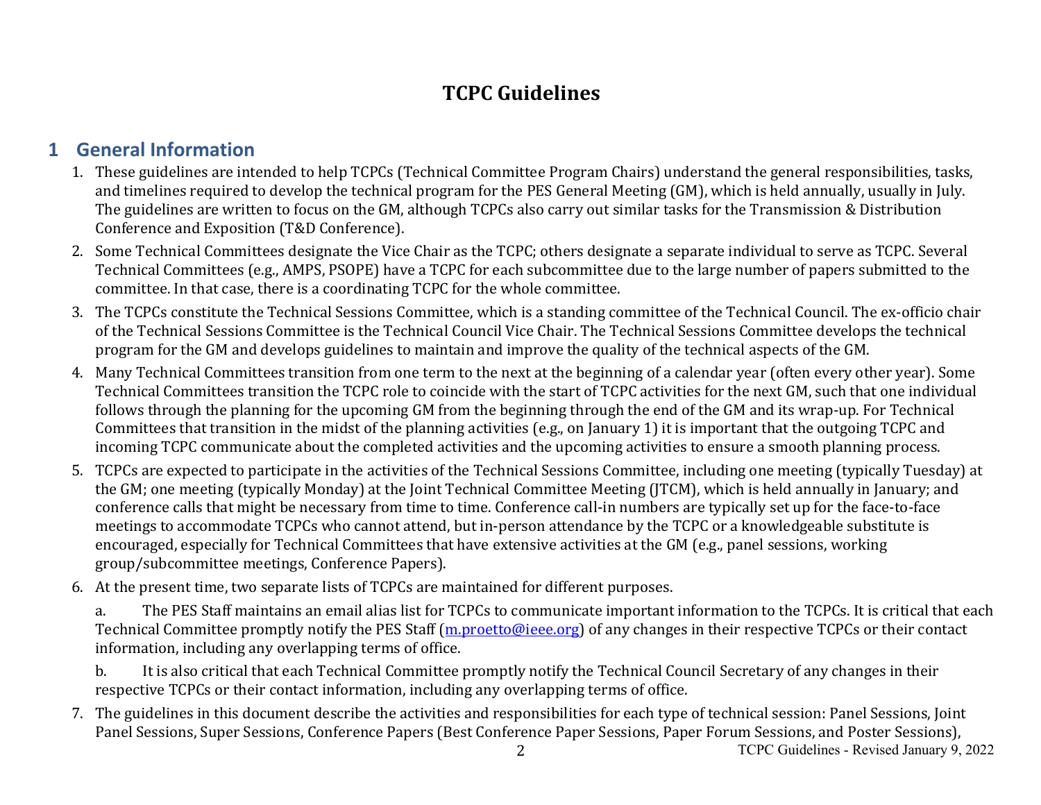# TCPC Guidelines

## 1 General Information

1. These guidelines are intended to help TCPCs (Technical Committee Program Chairs) understand the general responsibilities, tasks, and timelines required to develop the technical program for the PES General Meeting (GM), which is held annually, usually in July. The guidelines are written to focus on the GM, although TCPCs also carry out similar tasks for the Transmission & Distribution Conference and Exposition (T&D Conference).
2. Some Technical Committees designate the Vice Chair as the TCPC; others designate a separate individual to serve as TCPC. Several Technical Committees (e.g., AMPS, PSOPE) have a TCPC for each subcommittee due to the large number of papers submitted to the committee. In that case, there is a coordinating TCPC for the whole committee.
3. The TCPCs constitute the Technical Sessions Committee, which is a standing committee of the Technical Council. The ex-officio chair of the Technical Sessions Committee is the Technical Council Vice Chair. The Technical Sessions Committee develops the technical program for the GM and develops guidelines to maintain and improve the quality of the technical aspects of the GM.
4. Many Technical Committees transition from one term to the next at the beginning of a calendar year (often every other year). Some Technical Committees transition the TCPC role to coincide with the start of TCPC activities for the next GM, such that one individual follows through the planning for the upcoming GM from the beginning through the end of the GM and its wrap-up. For Technical Committees that transition in the midst of the planning activities (e.g., on January 1) it is important that the outgoing TCPC and incoming TCPC communicate about the completed activities and the upcoming activities to ensure a smooth planning process.
5. TCPCs are expected to participate in the activities of the Technical Sessions Committee, including one meeting (typically Tuesday) at the GM; one meeting (typically Monday) at the Joint Technical Committee Meeting (JTCM), which is held annually in January; and conference calls that might be necessary from time to time. Conference call-in numbers are typically set up for the face-to-face meetings to accommodate TCPCs who cannot attend, but in-person attendance by the TCPC or a knowledgeable substitute is encouraged, especially for Technical Committees that have extensive activities at the GM (e.g., panel sessions, working group/subcommittee meetings, Conference Papers).
6. At the present time, two separate lists of TCPCs are maintained for different purposes.

   a. The PES Staff maintains an email alias list for TCPCs to communicate important information to the TCPCs. It is critical that each Technical Committee promptly notify the PES Staff (m.proetto@ieee.org) of any changes in their respective TCPCs or their contact information, including any overlapping terms of office.

   b. It is also critical that each Technical Committee promptly notify the Technical Council Secretary of any changes in their respective TCPCs or their contact information, including any overlapping terms of office.
7. The guidelines in this document describe the activities and responsibilities for each type of technical session: Panel Sessions, Joint Panel Sessions, Super Sessions, Conference Papers (Best Conference Paper Sessions, Paper Forum Sessions, and Poster Sessions),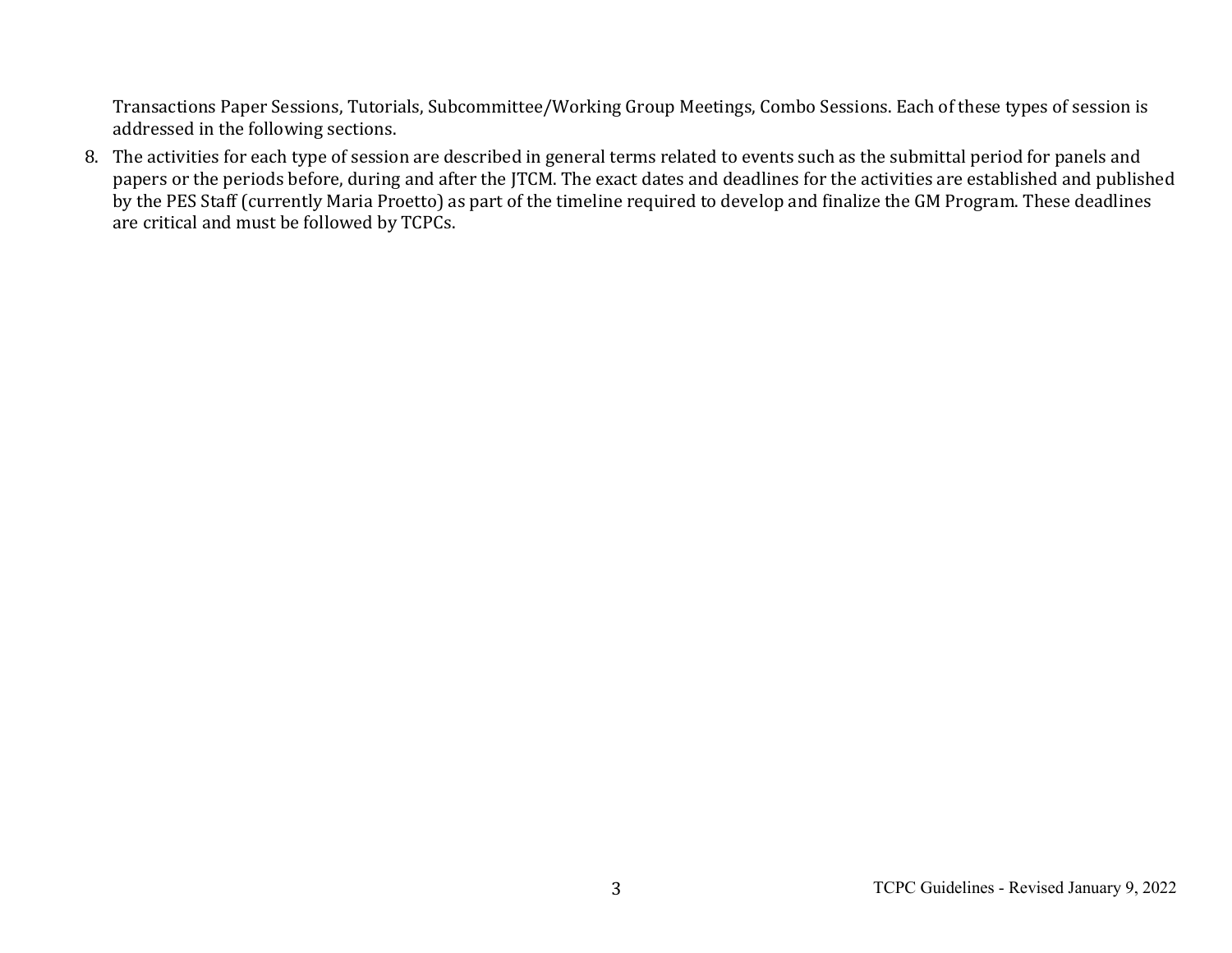Transactions Paper Sessions, Tutorials, Subcommittee/Working Group Meetings, Combo Sessions. Each of these types of session is addressed in the following sections.

8. The activities for each type of session are described in general terms related to events such as the submittal period for panels and papers or the periods before, during and after the JTCM. The exact dates and deadlines for the activities are established and published by the PES Staff (currently Maria Proetto) as part of the timeline required to develop and finalize the GM Program. These deadlines are critical and must be followed by TCPCs.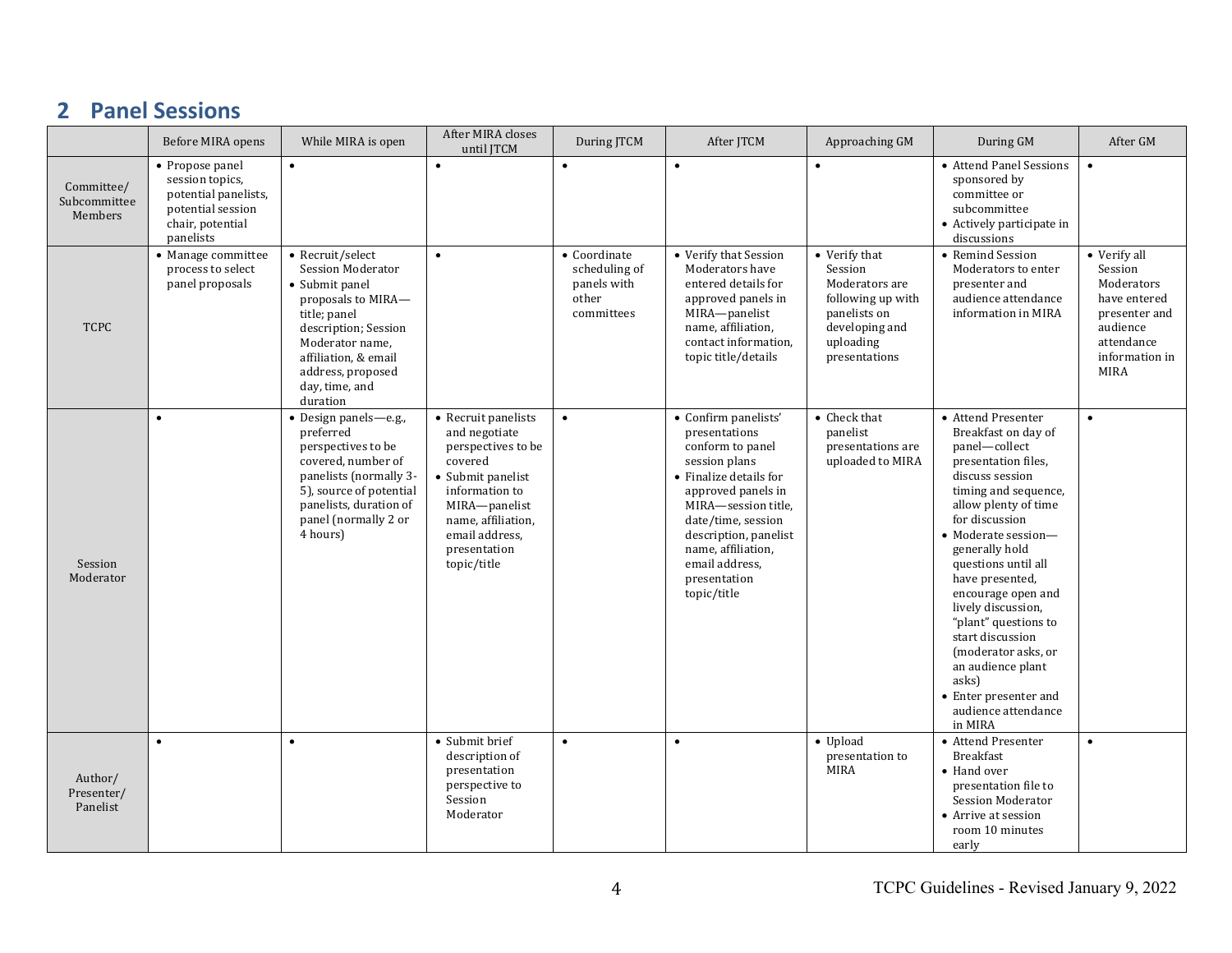## 2 Panel Sessions

| | Before MIRA opens | While MIRA is open | After MIRA closes until JTCM | During JTCM | After JTCM | Approaching GM | During GM | After GM |
|---|---|---|---|---|---|---|---|---|
| Committee/ Subcommittee Members | • Propose panel session topics, potential panelists, potential session chair, potential panelists | • | • | • | • | • | • Attend Panel Sessions sponsored by committee or subcommittee<br>• Actively participate in discussions | • |
| TCPC | • Manage committee process to select panel proposals | • Recruit/select Session Moderator<br>• Submit panel proposals to MIRA—title; panel description; Session Moderator name, affiliation, & email address, proposed day, time, and duration | • | • Coordinate scheduling of panels with other committees | • Verify that Session Moderators have entered details for approved panels in MIRA—panelist name, affiliation, contact information, topic title/details | • Verify that Session Moderators are following up with panelists on developing and uploading presentations | • Remind Session Moderators to enter presenter and audience attendance information in MIRA | • Verify all Session Moderators have entered presenter and audience attendance information in MIRA |
| Session Moderator | • | • Design panels—e.g., preferred perspectives to be covered, number of panelists (normally 3-5), source of potential panelists, duration of panel (normally 2 or 4 hours) | • Recruit panelists and negotiate perspectives to be covered<br>• Submit panelist information to MIRA—panelist name, affiliation, email address, presentation topic/title | • | • Confirm panelists' presentations conform to panel session plans<br>• Finalize details for approved panels in MIRA—session title, date/time, session description, panelist name, affiliation, email address, presentation topic/title | • Check that panelist presentations are uploaded to MIRA | • Attend Presenter Breakfast on day of panel—collect presentation files, discuss session timing and sequence, allow plenty of time for discussion<br>• Moderate session—generally hold questions until all have presented, encourage open and lively discussion, "plant" questions to start discussion (moderator asks, or an audience plant asks)<br>• Enter presenter and audience attendance in MIRA | • |
| Author/ Presenter/ Panelist | • | • | • Submit brief description of presentation perspective to Session Moderator | • | • | • Upload presentation to MIRA | • Attend Presenter Breakfast<br>• Hand over presentation file to Session Moderator<br>• Arrive at session room 10 minutes early | • |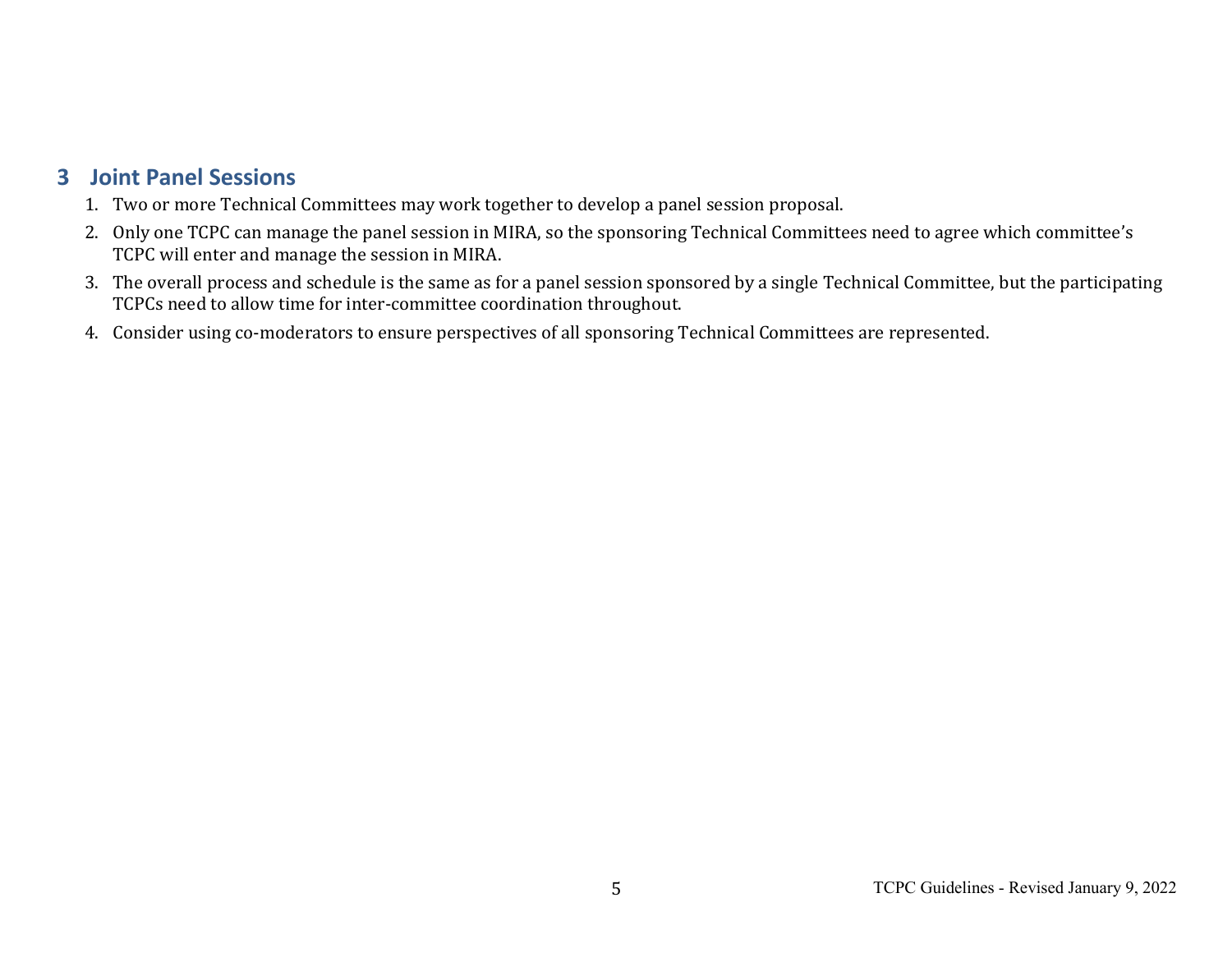## 3 Joint Panel Sessions

1. Two or more Technical Committees may work together to develop a panel session proposal.
2. Only one TCPC can manage the panel session in MIRA, so the sponsoring Technical Committees need to agree which committee's TCPC will enter and manage the session in MIRA.
3. The overall process and schedule is the same as for a panel session sponsored by a single Technical Committee, but the participating TCPCs need to allow time for inter-committee coordination throughout.
4. Consider using co-moderators to ensure perspectives of all sponsoring Technical Committees are represented.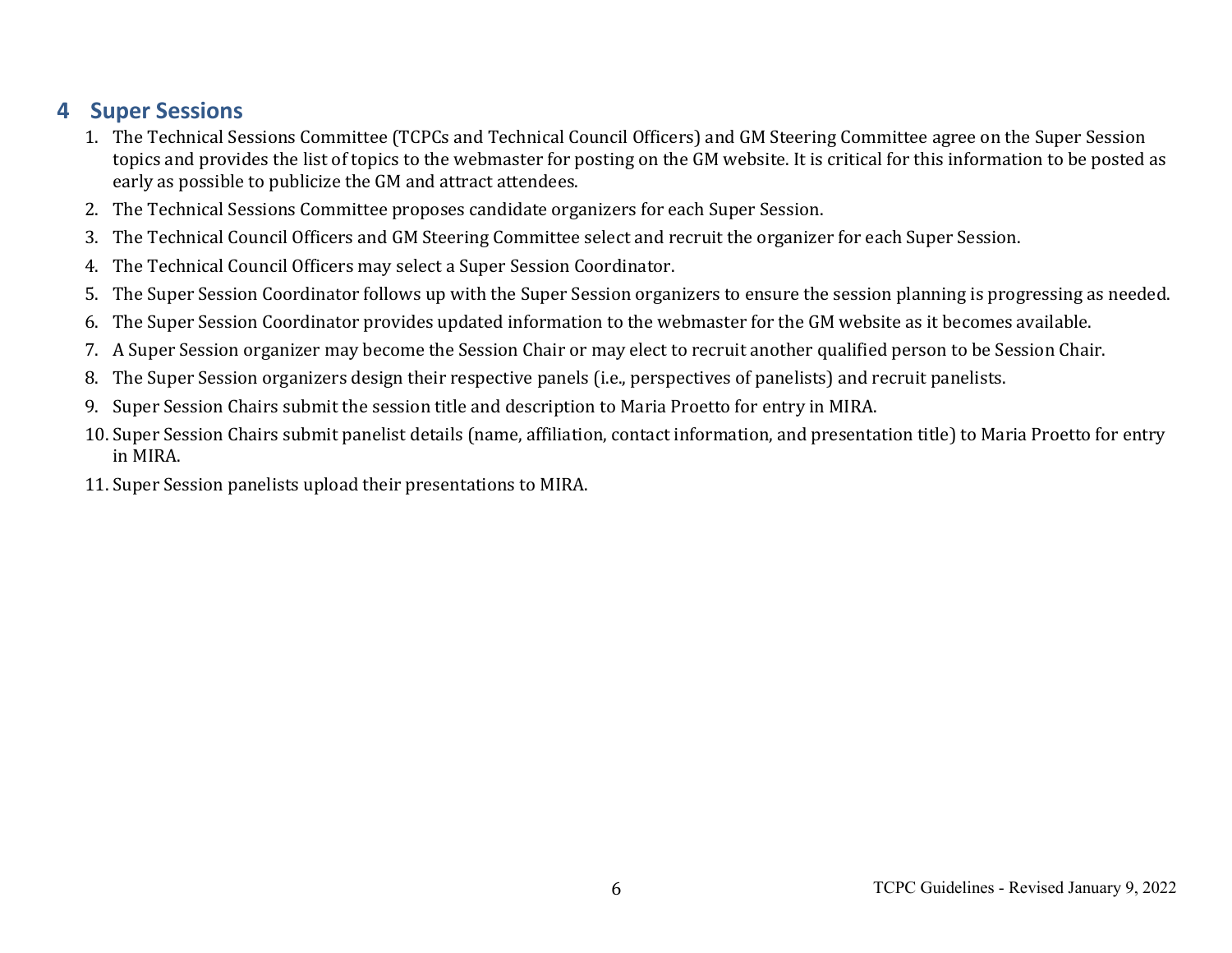# 4 Super Sessions

1. The Technical Sessions Committee (TCPCs and Technical Council Officers) and GM Steering Committee agree on the Super Session topics and provides the list of topics to the webmaster for posting on the GM website. It is critical for this information to be posted as early as possible to publicize the GM and attract attendees.
2. The Technical Sessions Committee proposes candidate organizers for each Super Session.
3. The Technical Council Officers and GM Steering Committee select and recruit the organizer for each Super Session.
4. The Technical Council Officers may select a Super Session Coordinator.
5. The Super Session Coordinator follows up with the Super Session organizers to ensure the session planning is progressing as needed.
6. The Super Session Coordinator provides updated information to the webmaster for the GM website as it becomes available.
7. A Super Session organizer may become the Session Chair or may elect to recruit another qualified person to be Session Chair.
8. The Super Session organizers design their respective panels (i.e., perspectives of panelists) and recruit panelists.
9. Super Session Chairs submit the session title and description to Maria Proetto for entry in MIRA.
10. Super Session Chairs submit panelist details (name, affiliation, contact information, and presentation title) to Maria Proetto for entry in MIRA.
11. Super Session panelists upload their presentations to MIRA.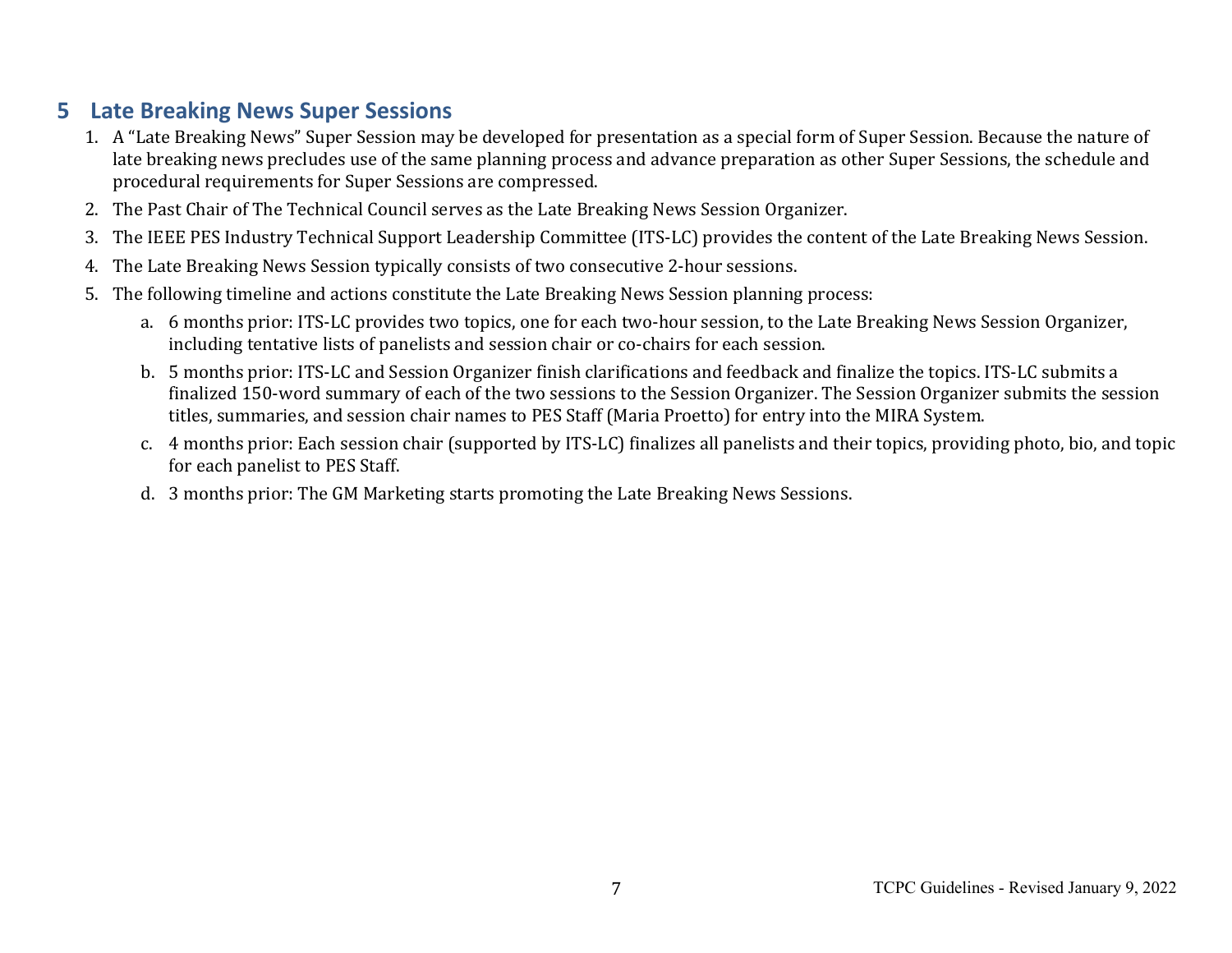## 5 Late Breaking News Super Sessions

1. A "Late Breaking News" Super Session may be developed for presentation as a special form of Super Session. Because the nature of late breaking news precludes use of the same planning process and advance preparation as other Super Sessions, the schedule and procedural requirements for Super Sessions are compressed.
2. The Past Chair of The Technical Council serves as the Late Breaking News Session Organizer.
3. The IEEE PES Industry Technical Support Leadership Committee (ITS-LC) provides the content of the Late Breaking News Session.
4. The Late Breaking News Session typically consists of two consecutive 2-hour sessions.
5. The following timeline and actions constitute the Late Breaking News Session planning process:
    a. 6 months prior: ITS-LC provides two topics, one for each two-hour session, to the Late Breaking News Session Organizer, including tentative lists of panelists and session chair or co-chairs for each session.
    b. 5 months prior: ITS-LC and Session Organizer finish clarifications and feedback and finalize the topics. ITS-LC submits a finalized 150-word summary of each of the two sessions to the Session Organizer. The Session Organizer submits the session titles, summaries, and session chair names to PES Staff (Maria Proetto) for entry into the MIRA System.
    c. 4 months prior: Each session chair (supported by ITS-LC) finalizes all panelists and their topics, providing photo, bio, and topic for each panelist to PES Staff.
    d. 3 months prior: The GM Marketing starts promoting the Late Breaking News Sessions.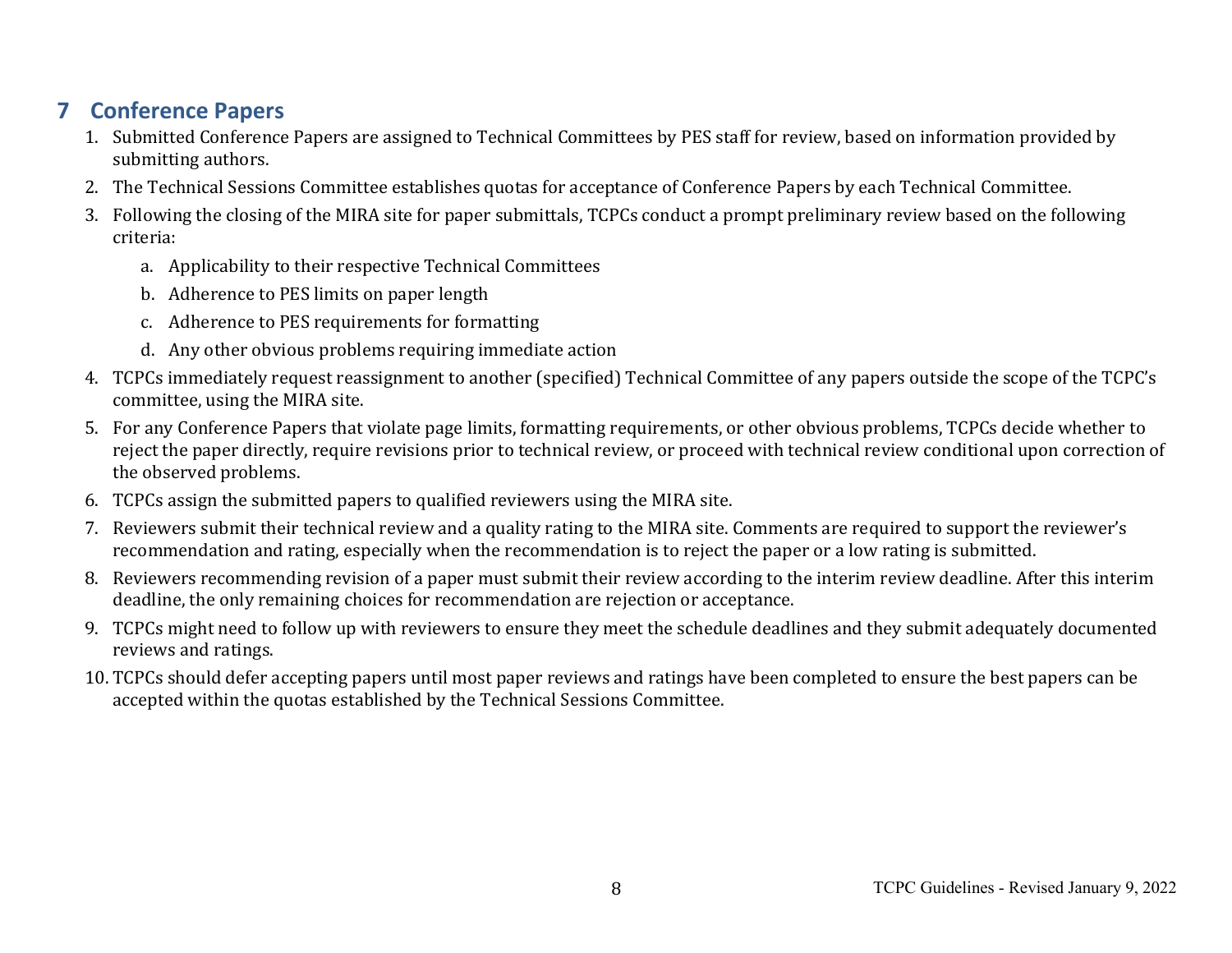## 7 Conference Papers

1. Submitted Conference Papers are assigned to Technical Committees by PES staff for review, based on information provided by submitting authors.
2. The Technical Sessions Committee establishes quotas for acceptance of Conference Papers by each Technical Committee.
3. Following the closing of the MIRA site for paper submittals, TCPCs conduct a prompt preliminary review based on the following criteria:
    a. Applicability to their respective Technical Committees
    b. Adherence to PES limits on paper length
    c. Adherence to PES requirements for formatting
    d. Any other obvious problems requiring immediate action
4. TCPCs immediately request reassignment to another (specified) Technical Committee of any papers outside the scope of the TCPC's committee, using the MIRA site.
5. For any Conference Papers that violate page limits, formatting requirements, or other obvious problems, TCPCs decide whether to reject the paper directly, require revisions prior to technical review, or proceed with technical review conditional upon correction of the observed problems.
6. TCPCs assign the submitted papers to qualified reviewers using the MIRA site.
7. Reviewers submit their technical review and a quality rating to the MIRA site. Comments are required to support the reviewer's recommendation and rating, especially when the recommendation is to reject the paper or a low rating is submitted.
8. Reviewers recommending revision of a paper must submit their review according to the interim review deadline. After this interim deadline, the only remaining choices for recommendation are rejection or acceptance.
9. TCPCs might need to follow up with reviewers to ensure they meet the schedule deadlines and they submit adequately documented reviews and ratings.
10. TCPCs should defer accepting papers until most paper reviews and ratings have been completed to ensure the best papers can be accepted within the quotas established by the Technical Sessions Committee.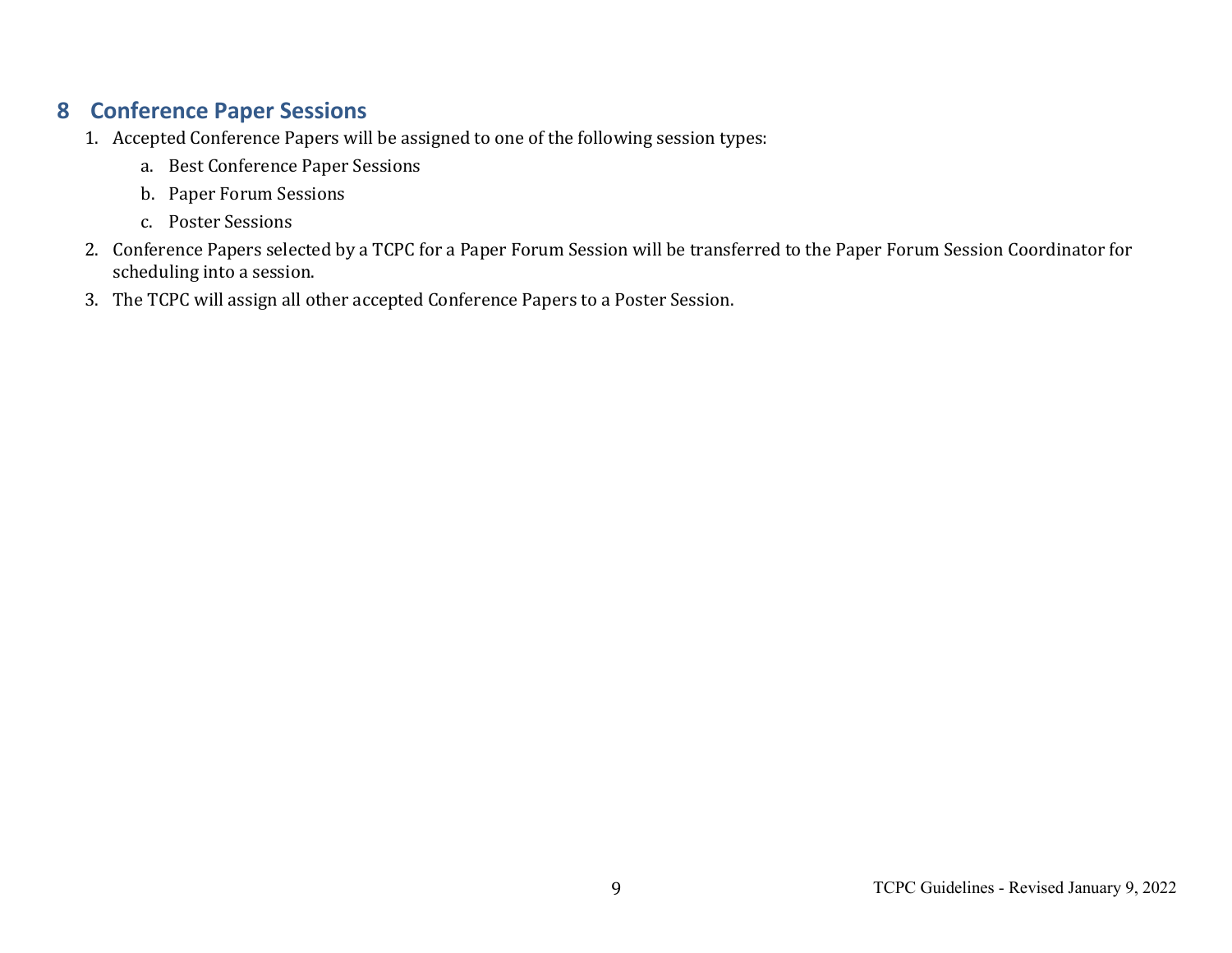# 8 Conference Paper Sessions

1. Accepted Conference Papers will be assigned to one of the following session types:
    a. Best Conference Paper Sessions
    b. Paper Forum Sessions
    c. Poster Sessions
2. Conference Papers selected by a TCPC for a Paper Forum Session will be transferred to the Paper Forum Session Coordinator for scheduling into a session.
3. The TCPC will assign all other accepted Conference Papers to a Poster Session.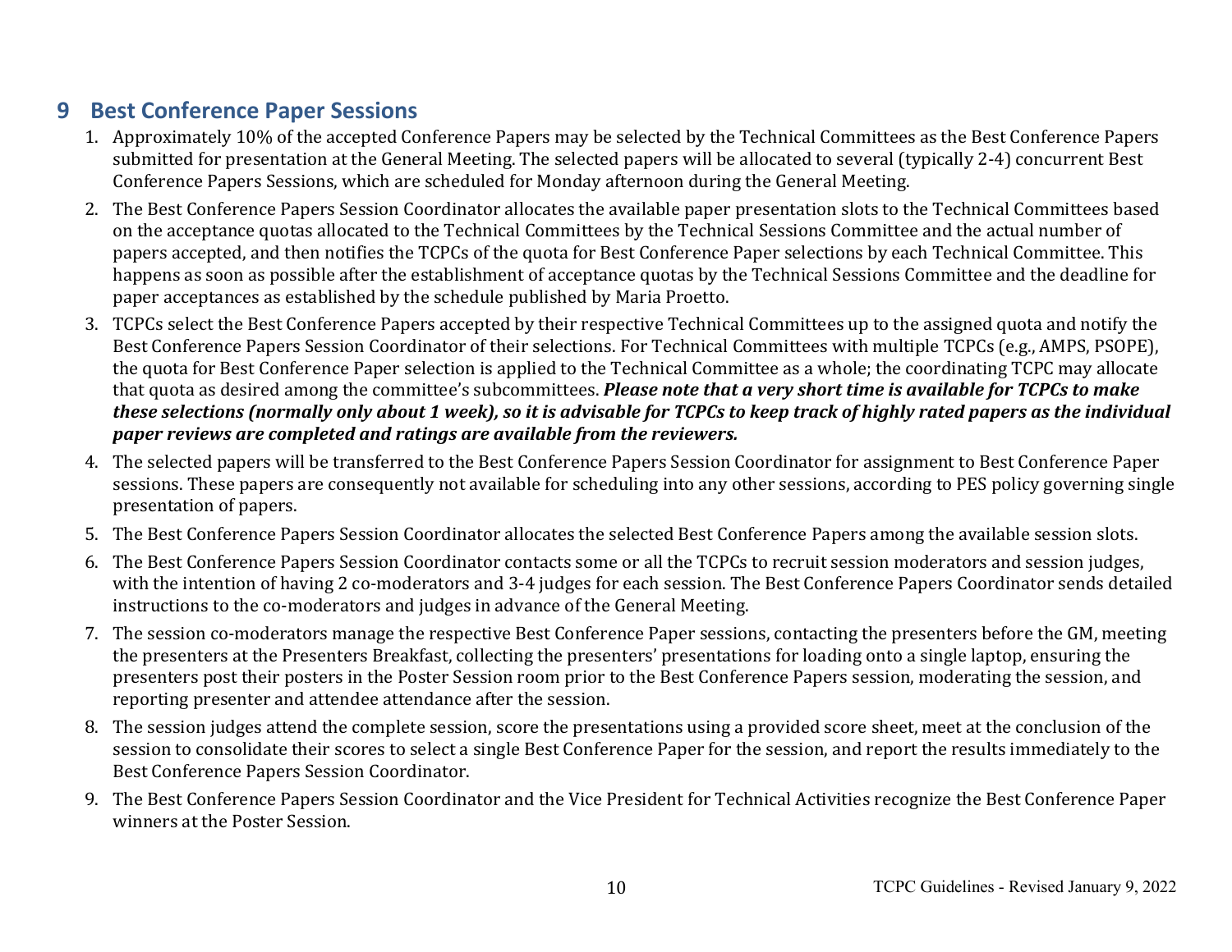## 9 Best Conference Paper Sessions

1. Approximately 10% of the accepted Conference Papers may be selected by the Technical Committees as the Best Conference Papers submitted for presentation at the General Meeting. The selected papers will be allocated to several (typically 2-4) concurrent Best Conference Papers Sessions, which are scheduled for Monday afternoon during the General Meeting.
2. The Best Conference Papers Session Coordinator allocates the available paper presentation slots to the Technical Committees based on the acceptance quotas allocated to the Technical Committees by the Technical Sessions Committee and the actual number of papers accepted, and then notifies the TCPCs of the quota for Best Conference Paper selections by each Technical Committee. This happens as soon as possible after the establishment of acceptance quotas by the Technical Sessions Committee and the deadline for paper acceptances as established by the schedule published by Maria Proetto.
3. TCPCs select the Best Conference Papers accepted by their respective Technical Committees up to the assigned quota and notify the Best Conference Papers Session Coordinator of their selections. For Technical Committees with multiple TCPCs (e.g., AMPS, PSOPE), the quota for Best Conference Paper selection is applied to the Technical Committee as a whole; the coordinating TCPC may allocate that quota as desired among the committee's subcommittees. ***Please note that a very short time is available for TCPCs to make these selections (normally only about 1 week), so it is advisable for TCPCs to keep track of highly rated papers as the individual paper reviews are completed and ratings are available from the reviewers.***
4. The selected papers will be transferred to the Best Conference Papers Session Coordinator for assignment to Best Conference Paper sessions. These papers are consequently not available for scheduling into any other sessions, according to PES policy governing single presentation of papers.
5. The Best Conference Papers Session Coordinator allocates the selected Best Conference Papers among the available session slots.
6. The Best Conference Papers Session Coordinator contacts some or all the TCPCs to recruit session moderators and session judges, with the intention of having 2 co-moderators and 3-4 judges for each session. The Best Conference Papers Coordinator sends detailed instructions to the co-moderators and judges in advance of the General Meeting.
7. The session co-moderators manage the respective Best Conference Paper sessions, contacting the presenters before the GM, meeting the presenters at the Presenters Breakfast, collecting the presenters' presentations for loading onto a single laptop, ensuring the presenters post their posters in the Poster Session room prior to the Best Conference Papers session, moderating the session, and reporting presenter and attendee attendance after the session.
8. The session judges attend the complete session, score the presentations using a provided score sheet, meet at the conclusion of the session to consolidate their scores to select a single Best Conference Paper for the session, and report the results immediately to the Best Conference Papers Session Coordinator.
9. The Best Conference Papers Session Coordinator and the Vice President for Technical Activities recognize the Best Conference Paper winners at the Poster Session.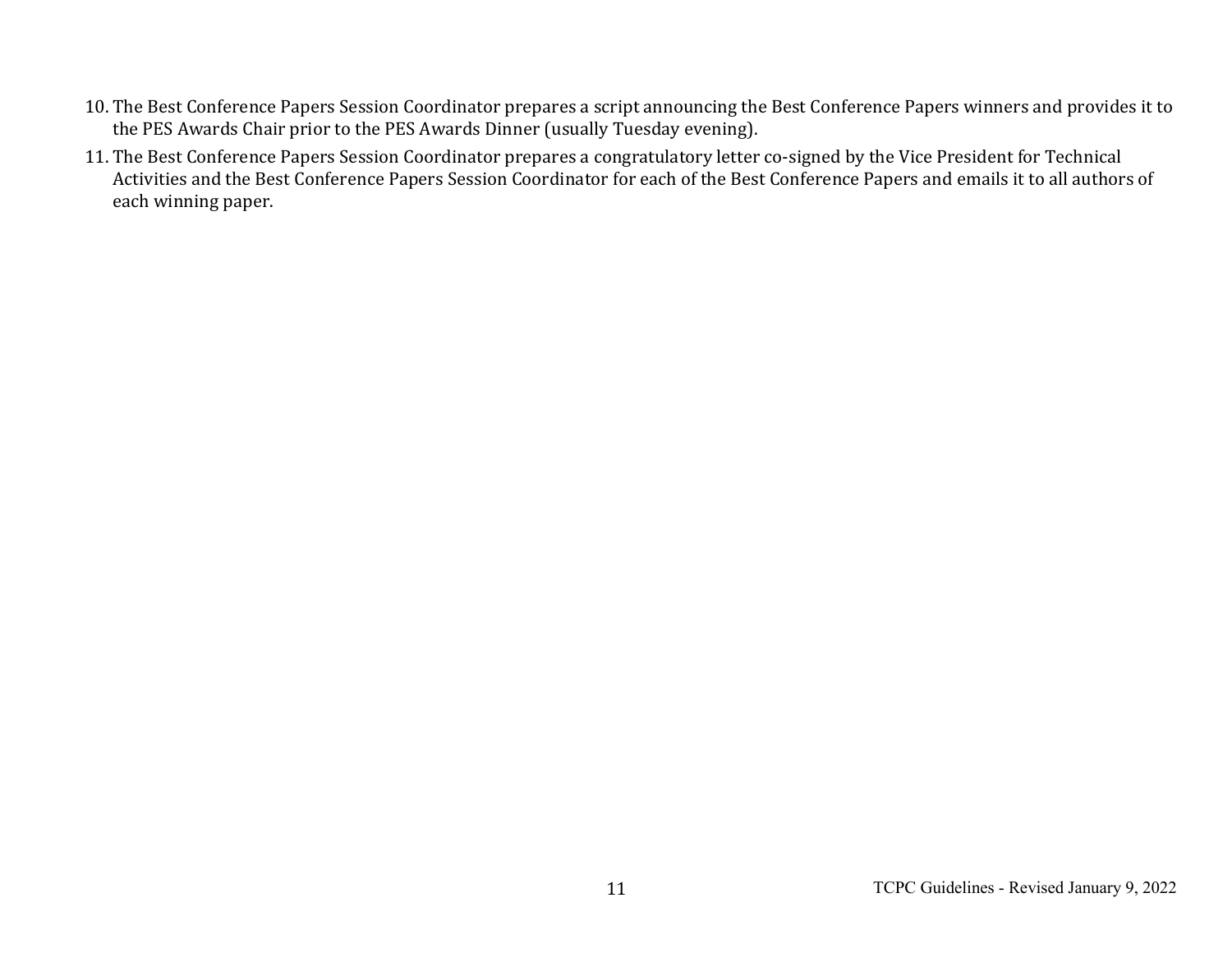10. The Best Conference Papers Session Coordinator prepares a script announcing the Best Conference Papers winners and provides it to the PES Awards Chair prior to the PES Awards Dinner (usually Tuesday evening).
11. The Best Conference Papers Session Coordinator prepares a congratulatory letter co-signed by the Vice President for Technical Activities and the Best Conference Papers Session Coordinator for each of the Best Conference Papers and emails it to all authors of each winning paper.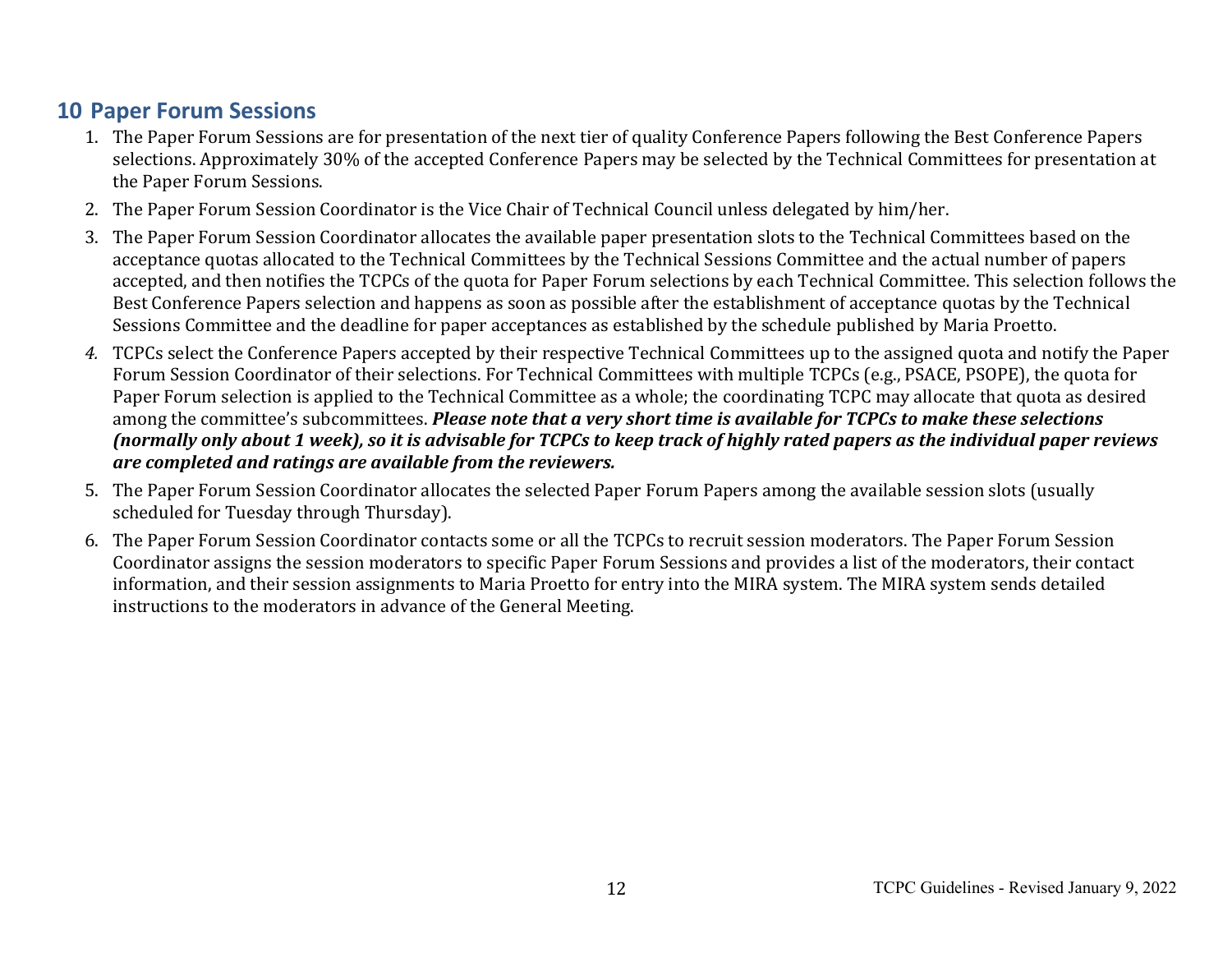## 10 Paper Forum Sessions

1. The Paper Forum Sessions are for presentation of the next tier of quality Conference Papers following the Best Conference Papers selections. Approximately 30% of the accepted Conference Papers may be selected by the Technical Committees for presentation at the Paper Forum Sessions.
2. The Paper Forum Session Coordinator is the Vice Chair of Technical Council unless delegated by him/her.
3. The Paper Forum Session Coordinator allocates the available paper presentation slots to the Technical Committees based on the acceptance quotas allocated to the Technical Committees by the Technical Sessions Committee and the actual number of papers accepted, and then notifies the TCPCs of the quota for Paper Forum selections by each Technical Committee. This selection follows the Best Conference Papers selection and happens as soon as possible after the establishment of acceptance quotas by the Technical Sessions Committee and the deadline for paper acceptances as established by the schedule published by Maria Proetto.
4. TCPCs select the Conference Papers accepted by their respective Technical Committees up to the assigned quota and notify the Paper Forum Session Coordinator of their selections. For Technical Committees with multiple TCPCs (e.g., PSACE, PSOPE), the quota for Paper Forum selection is applied to the Technical Committee as a whole; the coordinating TCPC may allocate that quota as desired among the committee's subcommittees. ***Please note that a very short time is available for TCPCs to make these selections (normally only about 1 week), so it is advisable for TCPCs to keep track of highly rated papers as the individual paper reviews are completed and ratings are available from the reviewers.***
5. The Paper Forum Session Coordinator allocates the selected Paper Forum Papers among the available session slots (usually scheduled for Tuesday through Thursday).
6. The Paper Forum Session Coordinator contacts some or all the TCPCs to recruit session moderators. The Paper Forum Session Coordinator assigns the session moderators to specific Paper Forum Sessions and provides a list of the moderators, their contact information, and their session assignments to Maria Proetto for entry into the MIRA system. The MIRA system sends detailed instructions to the moderators in advance of the General Meeting.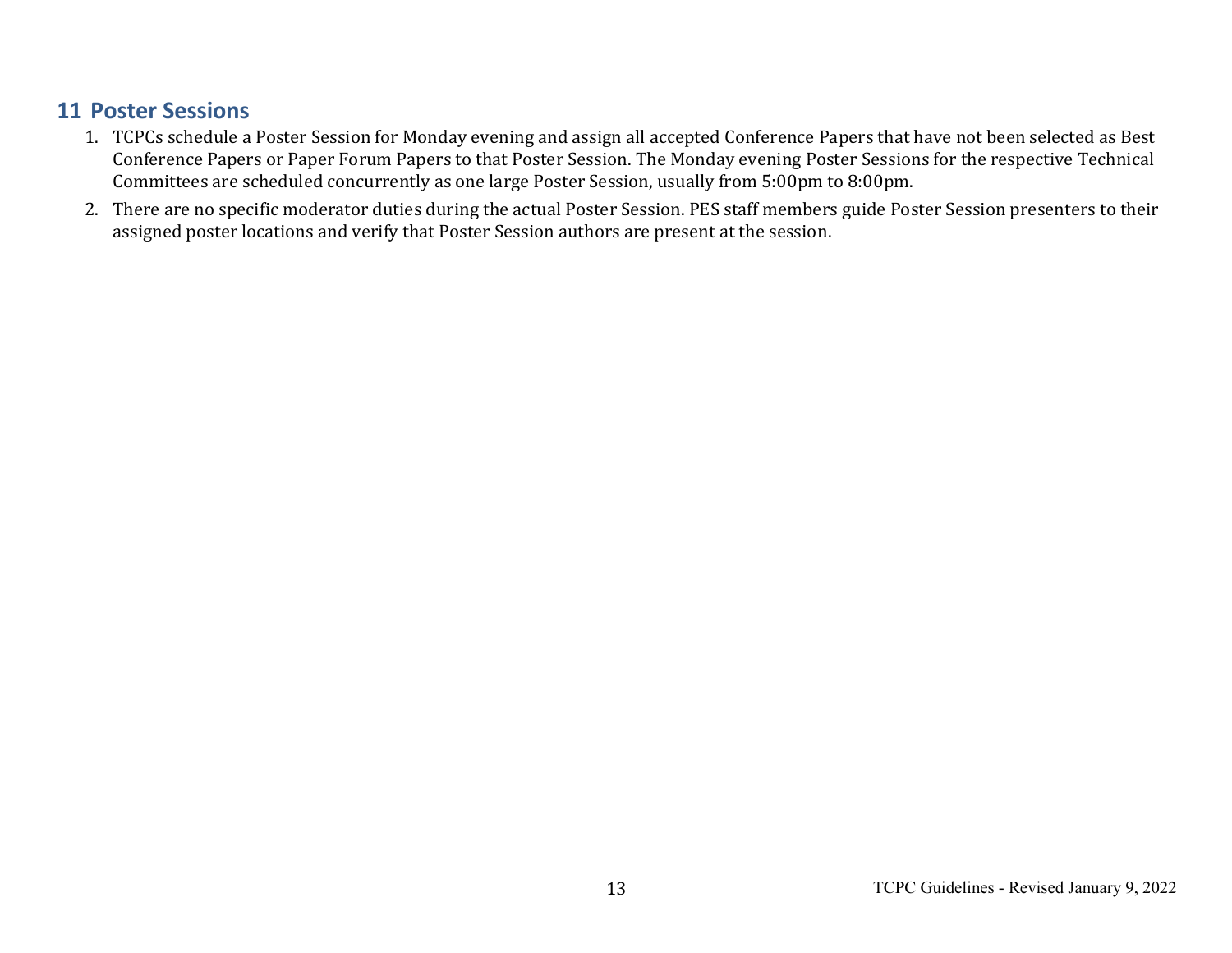## 11 Poster Sessions

1. TCPCs schedule a Poster Session for Monday evening and assign all accepted Conference Papers that have not been selected as Best Conference Papers or Paper Forum Papers to that Poster Session. The Monday evening Poster Sessions for the respective Technical Committees are scheduled concurrently as one large Poster Session, usually from 5:00pm to 8:00pm.
2. There are no specific moderator duties during the actual Poster Session. PES staff members guide Poster Session presenters to their assigned poster locations and verify that Poster Session authors are present at the session.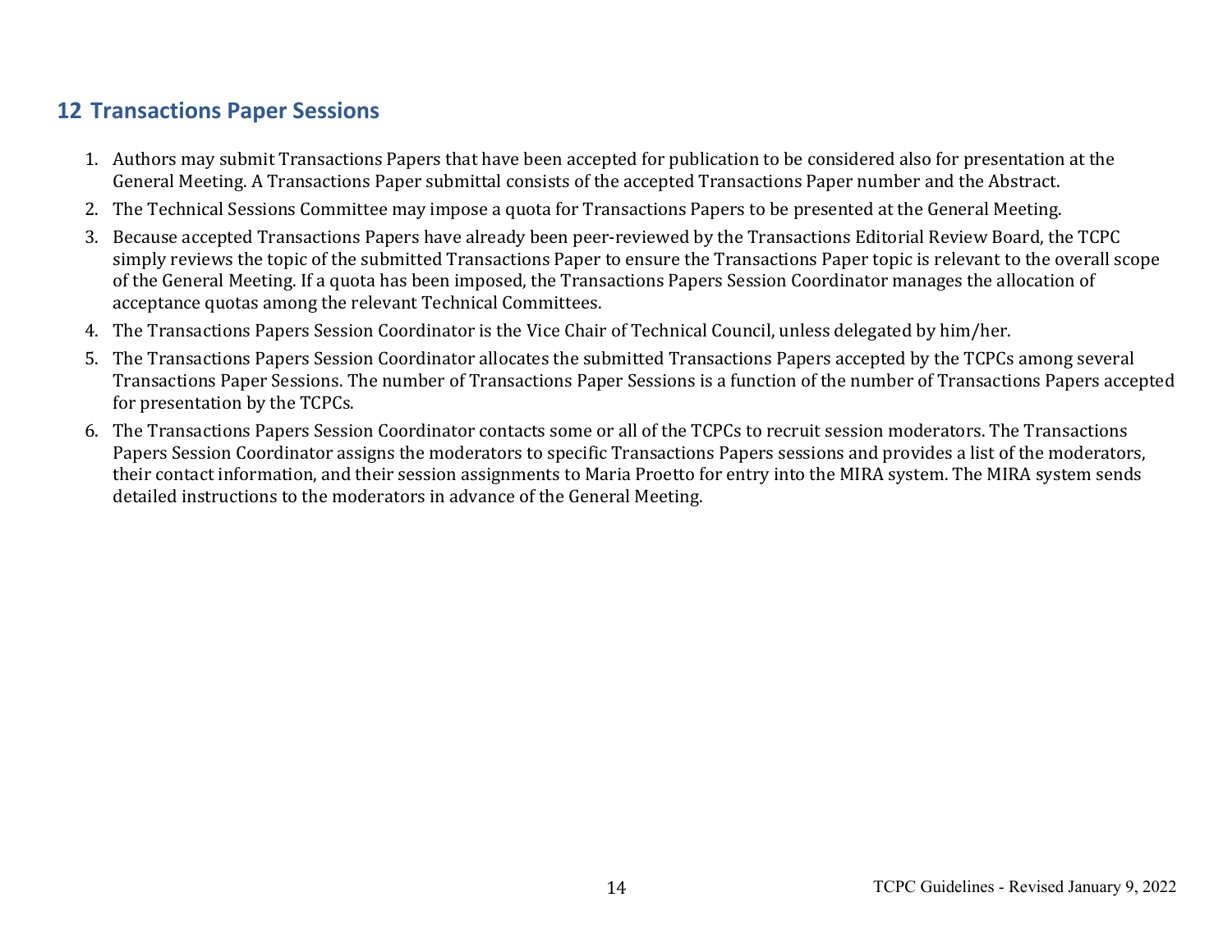## 12 Transactions Paper Sessions

1. Authors may submit Transactions Papers that have been accepted for publication to be considered also for presentation at the General Meeting. A Transactions Paper submittal consists of the accepted Transactions Paper number and the Abstract.
2. The Technical Sessions Committee may impose a quota for Transactions Papers to be presented at the General Meeting.
3. Because accepted Transactions Papers have already been peer-reviewed by the Transactions Editorial Review Board, the TCPC simply reviews the topic of the submitted Transactions Paper to ensure the Transactions Paper topic is relevant to the overall scope of the General Meeting. If a quota has been imposed, the Transactions Papers Session Coordinator manages the allocation of acceptance quotas among the relevant Technical Committees.
4. The Transactions Papers Session Coordinator is the Vice Chair of Technical Council, unless delegated by him/her.
5. The Transactions Papers Session Coordinator allocates the submitted Transactions Papers accepted by the TCPCs among several Transactions Paper Sessions. The number of Transactions Paper Sessions is a function of the number of Transactions Papers accepted for presentation by the TCPCs.
6. The Transactions Papers Session Coordinator contacts some or all of the TCPCs to recruit session moderators. The Transactions Papers Session Coordinator assigns the moderators to specific Transactions Papers sessions and provides a list of the moderators, their contact information, and their session assignments to Maria Proetto for entry into the MIRA system. The MIRA system sends detailed instructions to the moderators in advance of the General Meeting.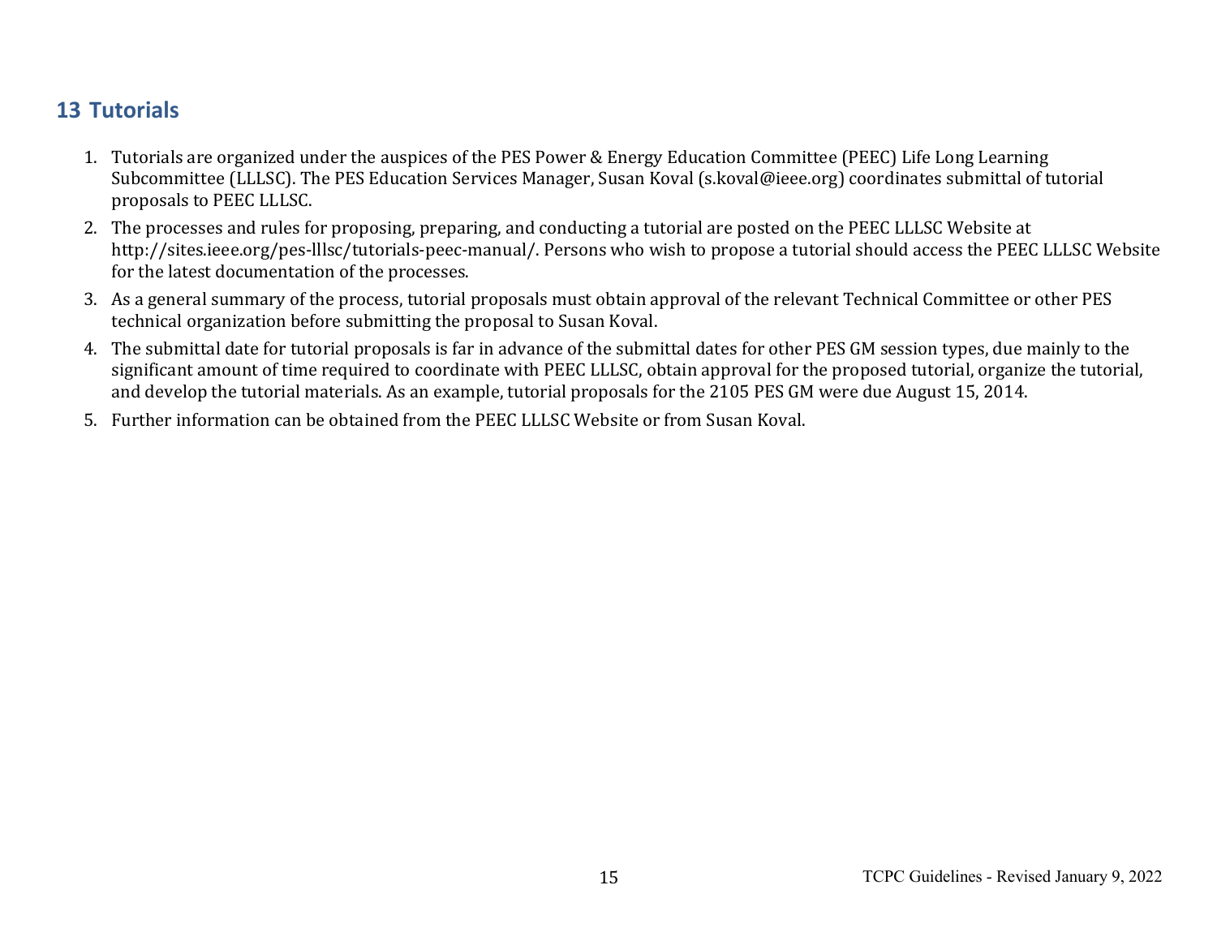# 13 Tutorials

1. Tutorials are organized under the auspices of the PES Power & Energy Education Committee (PEEC) Life Long Learning Subcommittee (LLLSC). The PES Education Services Manager, Susan Koval (s.koval@ieee.org) coordinates submittal of tutorial proposals to PEEC LLLSC.
2. The processes and rules for proposing, preparing, and conducting a tutorial are posted on the PEEC LLLSC Website at http://sites.ieee.org/pes-lllsc/tutorials-peec-manual/. Persons who wish to propose a tutorial should access the PEEC LLLSC Website for the latest documentation of the processes.
3. As a general summary of the process, tutorial proposals must obtain approval of the relevant Technical Committee or other PES technical organization before submitting the proposal to Susan Koval.
4. The submittal date for tutorial proposals is far in advance of the submittal dates for other PES GM session types, due mainly to the significant amount of time required to coordinate with PEEC LLLSC, obtain approval for the proposed tutorial, organize the tutorial, and develop the tutorial materials. As an example, tutorial proposals for the 2105 PES GM were due August 15, 2014.
5. Further information can be obtained from the PEEC LLLSC Website or from Susan Koval.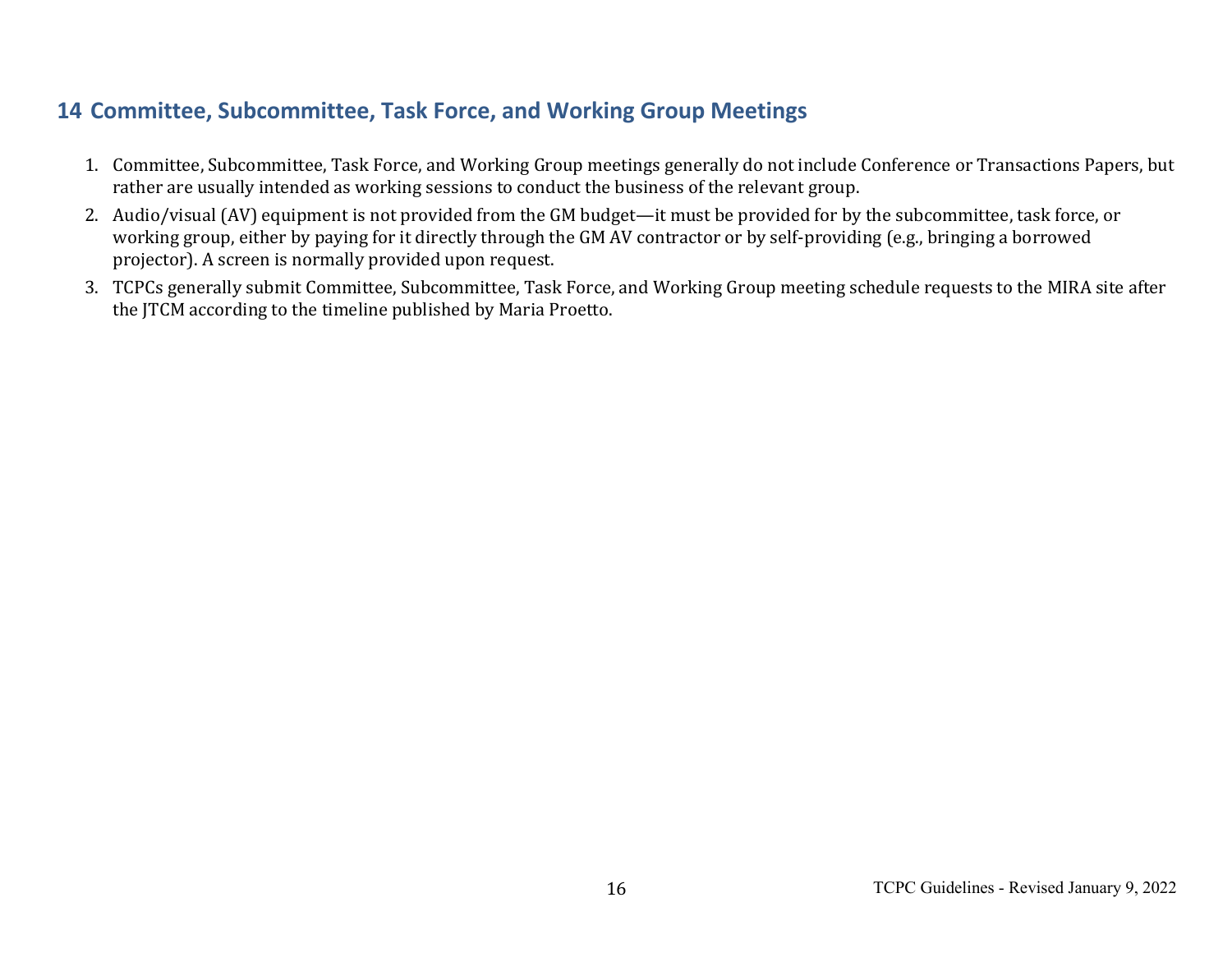## 14 Committee, Subcommittee, Task Force, and Working Group Meetings

1. Committee, Subcommittee, Task Force, and Working Group meetings generally do not include Conference or Transactions Papers, but rather are usually intended as working sessions to conduct the business of the relevant group.
2. Audio/visual (AV) equipment is not provided from the GM budget—it must be provided for by the subcommittee, task force, or working group, either by paying for it directly through the GM AV contractor or by self-providing (e.g., bringing a borrowed projector). A screen is normally provided upon request.
3. TCPCs generally submit Committee, Subcommittee, Task Force, and Working Group meeting schedule requests to the MIRA site after the JTCM according to the timeline published by Maria Proetto.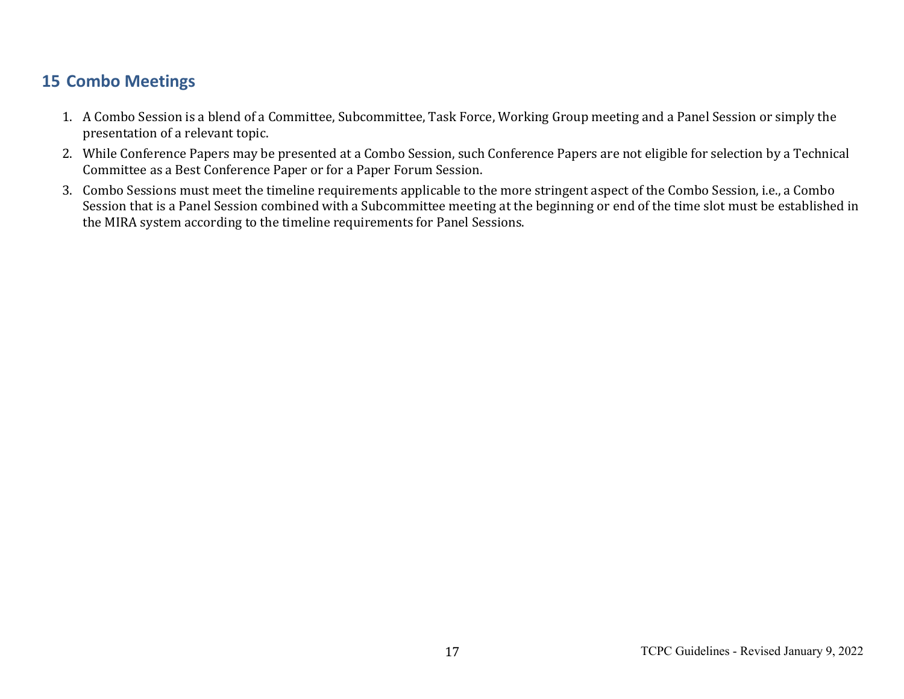## 15 Combo Meetings

1. A Combo Session is a blend of a Committee, Subcommittee, Task Force, Working Group meeting and a Panel Session or simply the presentation of a relevant topic.
2. While Conference Papers may be presented at a Combo Session, such Conference Papers are not eligible for selection by a Technical Committee as a Best Conference Paper or for a Paper Forum Session.
3. Combo Sessions must meet the timeline requirements applicable to the more stringent aspect of the Combo Session, i.e., a Combo Session that is a Panel Session combined with a Subcommittee meeting at the beginning or end of the time slot must be established in the MIRA system according to the timeline requirements for Panel Sessions.